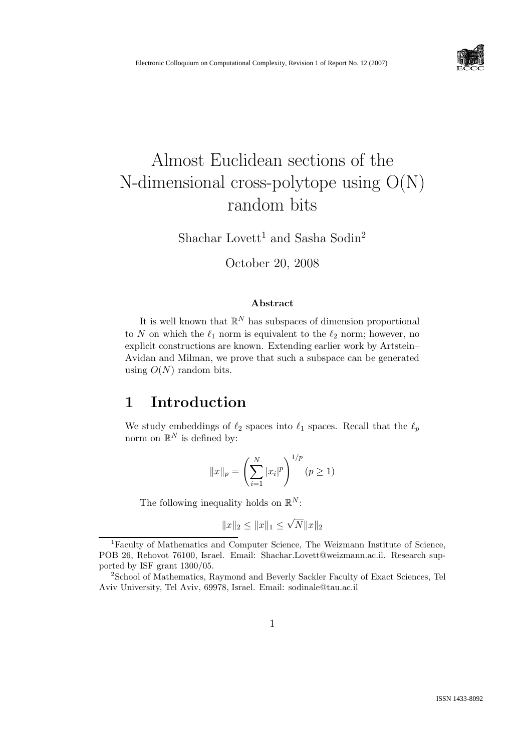# Almost Euclidean sections of the N-dimensional cross-polytope using O(N) random bits

Shachar Lovett[1] and Sasha Sodin[2]

October 20, 2008

### Abstract

It is well known that $\mathbb{R}^N$ has subspaces of dimension proportional to $N$ on which the $\ell_1$ norm is equivalent to the $\ell_2$ norm; however, no explicit constructions are known. Extending earlier work by Artstein–Avidan and Milman, we prove that such a subspace can be generated using $O(N)$ random bits.

## 1 Introduction

We study embeddings of $\ell_2$ spaces into $\ell_1$ spaces. Recall that the $\ell_p$ norm on $\mathbb{R}^N$ is defined by:

$$\|x\|_p = \left( \sum_{i=1}^{N} |x_i|^p \right)^{1/p} \quad (p \geq 1)$$

The following inequality holds on $\mathbb{R}^N$:

$$\|x\|_2 \leq \|x\|_1 \leq \sqrt{N} \|x\|_2$$

[1] Faculty of Mathematics and Computer Science, The Weizmann Institute of Science, POB 26, Rehovot 76100, Israel. Email: Shachar.Lovett@weizmann.ac.il. Research supported by ISF grant 1300/05.

[2] School of Mathematics, Raymond and Beverly Sackler Faculty of Exact Sciences, Tel Aviv University, Tel Aviv, 69978, Israel. Email: sodinale@tau.ac.il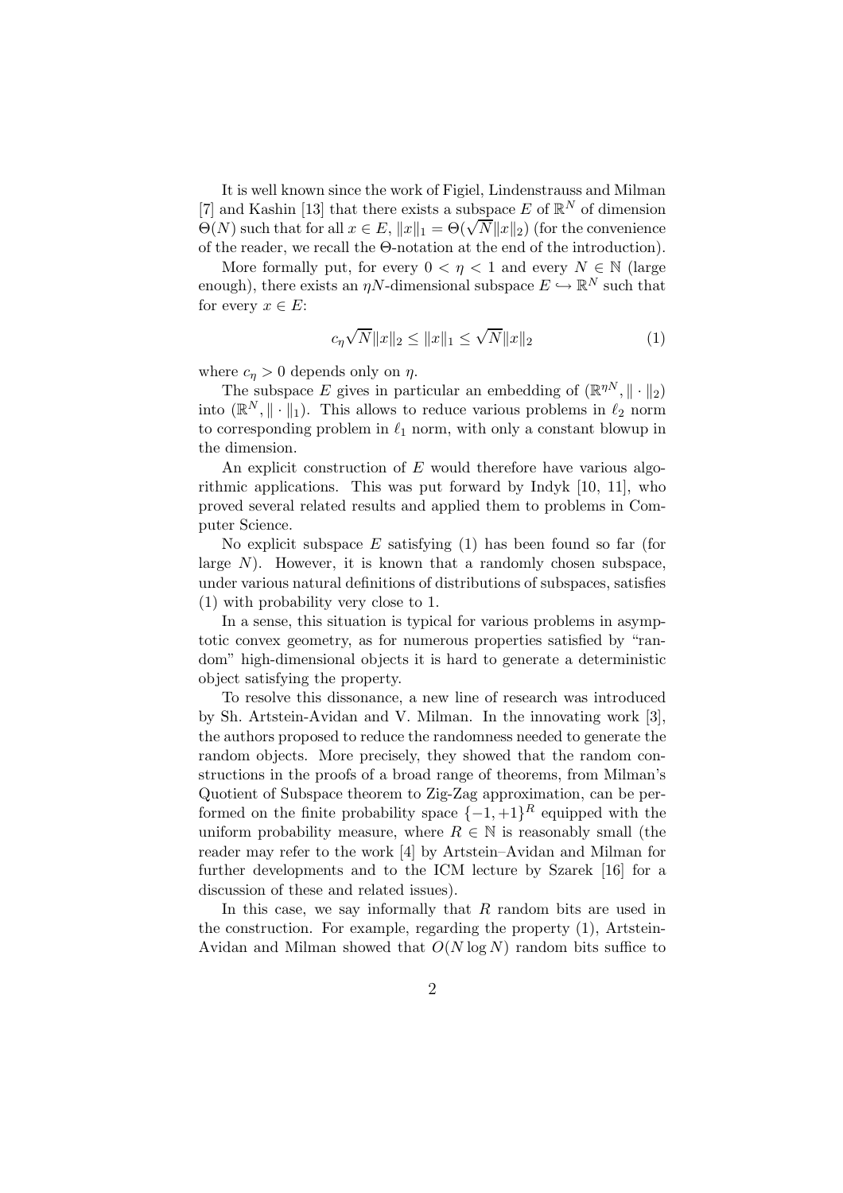It is well known since the work of Figiel, Lindenstrauss and Milman [7] and Kashin [13] that there exists a subspace $E$ of $\mathbb{R}^N$ of dimension $\Theta(N)$ such that for all $x \in E$, $\|x\|_1 = \Theta(\sqrt{N}\|x\|_2)$ (for the convenience of the reader, we recall the $\Theta$-notation at the end of the introduction).

More formally put, for every $0 < \eta < 1$ and every $N \in \mathbb{N}$ (large enough), there exists an $\eta N$-dimensional subspace $E \hookrightarrow \mathbb{R}^N$ such that for every $x \in E$:

$$c_\eta \sqrt{N}\|x\|_2 \leq \|x\|_1 \leq \sqrt{N}\|x\|_2 \tag{1}$$

where $c_\eta > 0$ depends only on $\eta$.

The subspace $E$ gives in particular an embedding of $(\mathbb{R}^{\eta N}, \|\cdot\|_2)$ into $(\mathbb{R}^N, \|\cdot\|_1)$. This allows to reduce various problems in $\ell_2$ norm to corresponding problem in $\ell_1$ norm, with only a constant blowup in the dimension.

An explicit construction of $E$ would therefore have various algorithmic applications. This was put forward by Indyk [10, 11], who proved several related results and applied them to problems in Computer Science.

No explicit subspace $E$ satisfying (1) has been found so far (for large $N$). However, it is known that a randomly chosen subspace, under various natural definitions of distributions of subspaces, satisfies (1) with probability very close to 1.

In a sense, this situation is typical for various problems in asymptotic convex geometry, as for numerous properties satisfied by "random" high-dimensional objects it is hard to generate a deterministic object satisfying the property.

To resolve this dissonance, a new line of research was introduced by Sh. Artstein-Avidan and V. Milman. In the innovating work [3], the authors proposed to reduce the randomness needed to generate the random objects. More precisely, they showed that the random constructions in the proofs of a broad range of theorems, from Milman's Quotient of Subspace theorem to Zig-Zag approximation, can be performed on the finite probability space $\{-1, +1\}^R$ equipped with the uniform probability measure, where $R \in \mathbb{N}$ is reasonably small (the reader may refer to the work [4] by Artstein–Avidan and Milman for further developments and to the ICM lecture by Szarek [16] for a discussion of these and related issues).

In this case, we say informally that $R$ random bits are used in the construction. For example, regarding the property (1), Artstein-Avidan and Milman showed that $O(N \log N)$ random bits suffice to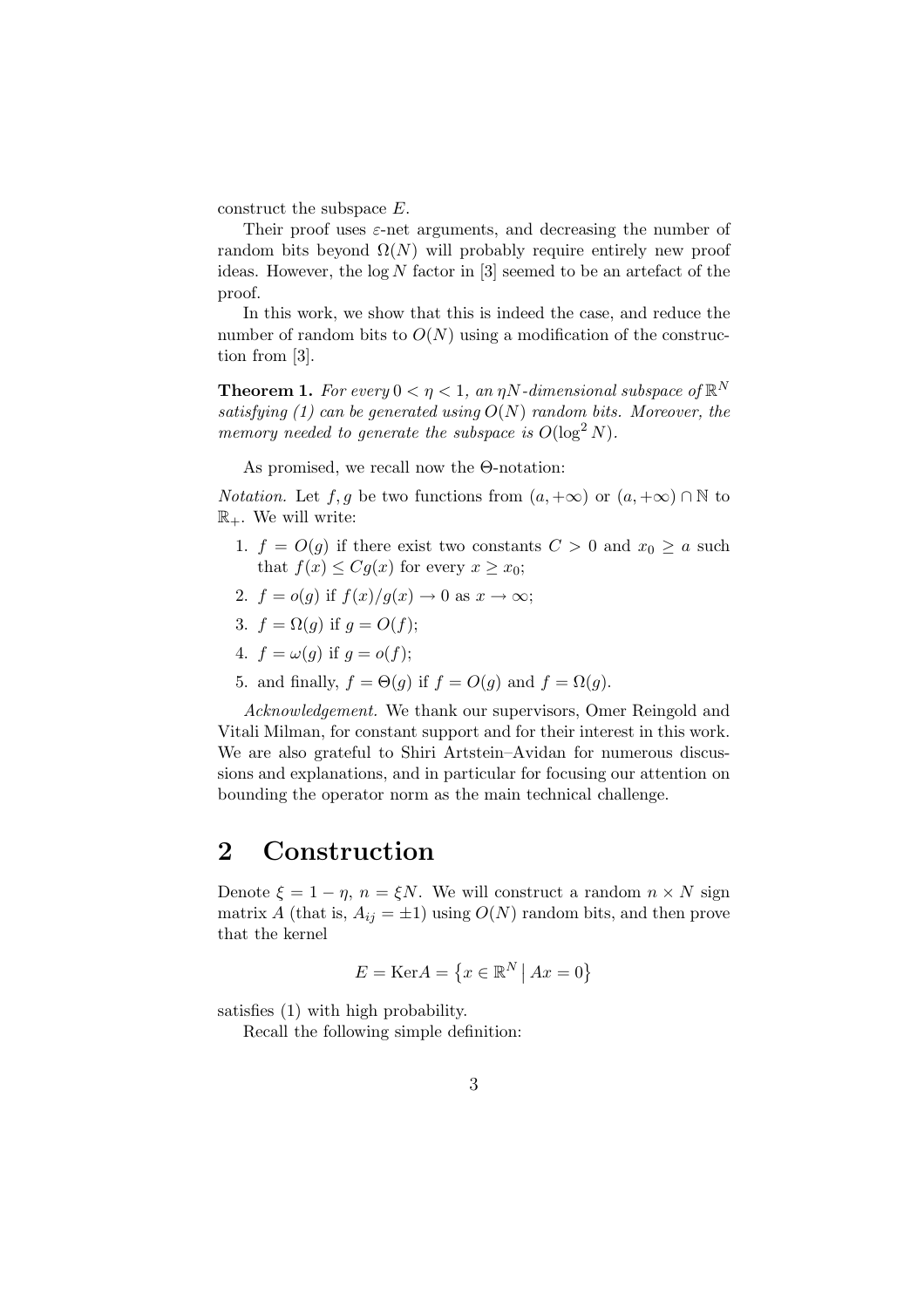construct the subspace $E$.

Their proof uses $\varepsilon$-net arguments, and decreasing the number of random bits beyond $\Omega(N)$ will probably require entirely new proof ideas. However, the $\log N$ factor in [3] seemed to be an artefact of the proof.

In this work, we show that this is indeed the case, and reduce the number of random bits to $O(N)$ using a modification of the construction from [3].

**Theorem 1.** *For every $0 < \eta < 1$, an $\eta N$-dimensional subspace of $\mathbb{R}^N$ satisfying (1) can be generated using $O(N)$ random bits. Moreover, the memory needed to generate the subspace is $O(\log^2 N)$.*

As promised, we recall now the $\Theta$-notation:

*Notation.* Let $f, g$ be two functions from $(a, +\infty)$ or $(a, +\infty) \cap \mathbb{N}$ to $\mathbb{R}_+$. We will write:

1. $f = O(g)$ if there exist two constants $C > 0$ and $x_0 \geq a$ such that $f(x) \leq Cg(x)$ for every $x \geq x_0$;
2. $f = o(g)$ if $f(x)/g(x) \to 0$ as $x \to \infty$;
3. $f = \Omega(g)$ if $g = O(f)$;
4. $f = \omega(g)$ if $g = o(f)$;
5. and finally, $f = \Theta(g)$ if $f = O(g)$ and $f = \Omega(g)$.

*Acknowledgement.* We thank our supervisors, Omer Reingold and Vitali Milman, for constant support and for their interest in this work. We are also grateful to Shiri Artstein–Avidan for numerous discussions and explanations, and in particular for focusing our attention on bounding the operator norm as the main technical challenge.

# 2 Construction

Denote $\xi = 1 - \eta$, $n = \xi N$. We will construct a random $n \times N$ sign matrix $A$ (that is, $A_{ij} = \pm 1$) using $O(N)$ random bits, and then prove that the kernel

$$E = \mathrm{Ker} A = \left\{ x \in \mathbb{R}^N \,\middle|\, Ax = 0 \right\}$$

satisfies (1) with high probability.

Recall the following simple definition: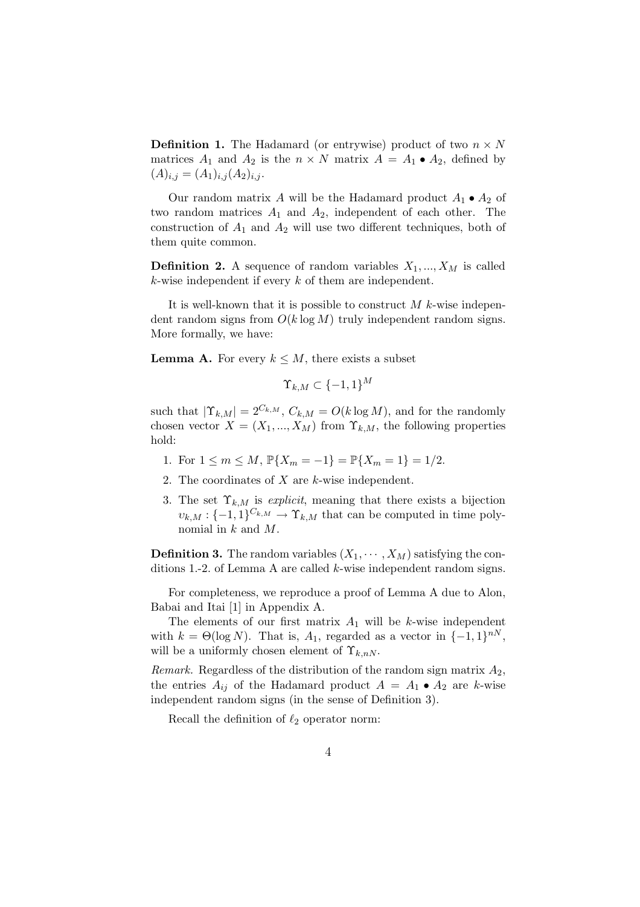**Definition 1.** The Hadamard (or entrywise) product of two $n \times N$ matrices $A_1$ and $A_2$ is the $n \times N$ matrix $A = A_1 \bullet A_2$, defined by $(A)_{i,j} = (A_1)_{i,j}(A_2)_{i,j}$.

Our random matrix $A$ will be the Hadamard product $A_1 \bullet A_2$ of two random matrices $A_1$ and $A_2$, independent of each other. The construction of $A_1$ and $A_2$ will use two different techniques, both of them quite common.

**Definition 2.** A sequence of random variables $X_1, ..., X_M$ is called $k$-wise independent if every $k$ of them are independent.

It is well-known that it is possible to construct $M$ $k$-wise independent random signs from $O(k \log M)$ truly independent random signs. More formally, we have:

**Lemma A.** For every $k \leq M$, there exists a subset

$$\Upsilon_{k,M} \subset \{-1, 1\}^M$$

such that $|\Upsilon_{k,M}| = 2^{C_{k,M}}$, $C_{k,M} = O(k \log M)$, and for the randomly chosen vector $X = (X_1, ..., X_M)$ from $\Upsilon_{k,M}$, the following properties hold:

1. For $1 \leq m \leq M$, $\mathbb{P}\{X_m = -1\} = \mathbb{P}\{X_m = 1\} = 1/2$.
2. The coordinates of $X$ are $k$-wise independent.
3. The set $\Upsilon_{k,M}$ is *explicit*, meaning that there exists a bijection $\upsilon_{k,M} : \{-1, 1\}^{C_{k,M}} \to \Upsilon_{k,M}$ that can be computed in time polynomial in $k$ and $M$.

**Definition 3.** The random variables $(X_1, \cdots, X_M)$ satisfying the conditions 1.-2. of Lemma A are called $k$-wise independent random signs.

For completeness, we reproduce a proof of Lemma A due to Alon, Babai and Itai [1] in Appendix A.

The elements of our first matrix $A_1$ will be $k$-wise independent with $k = \Theta(\log N)$. That is, $A_1$, regarded as a vector in $\{-1, 1\}^{nN}$, will be a uniformly chosen element of $\Upsilon_{k,nN}$.

*Remark.* Regardless of the distribution of the random sign matrix $A_2$, the entries $A_{ij}$ of the Hadamard product $A = A_1 \bullet A_2$ are $k$-wise independent random signs (in the sense of Definition 3).

Recall the definition of $\ell_2$ operator norm: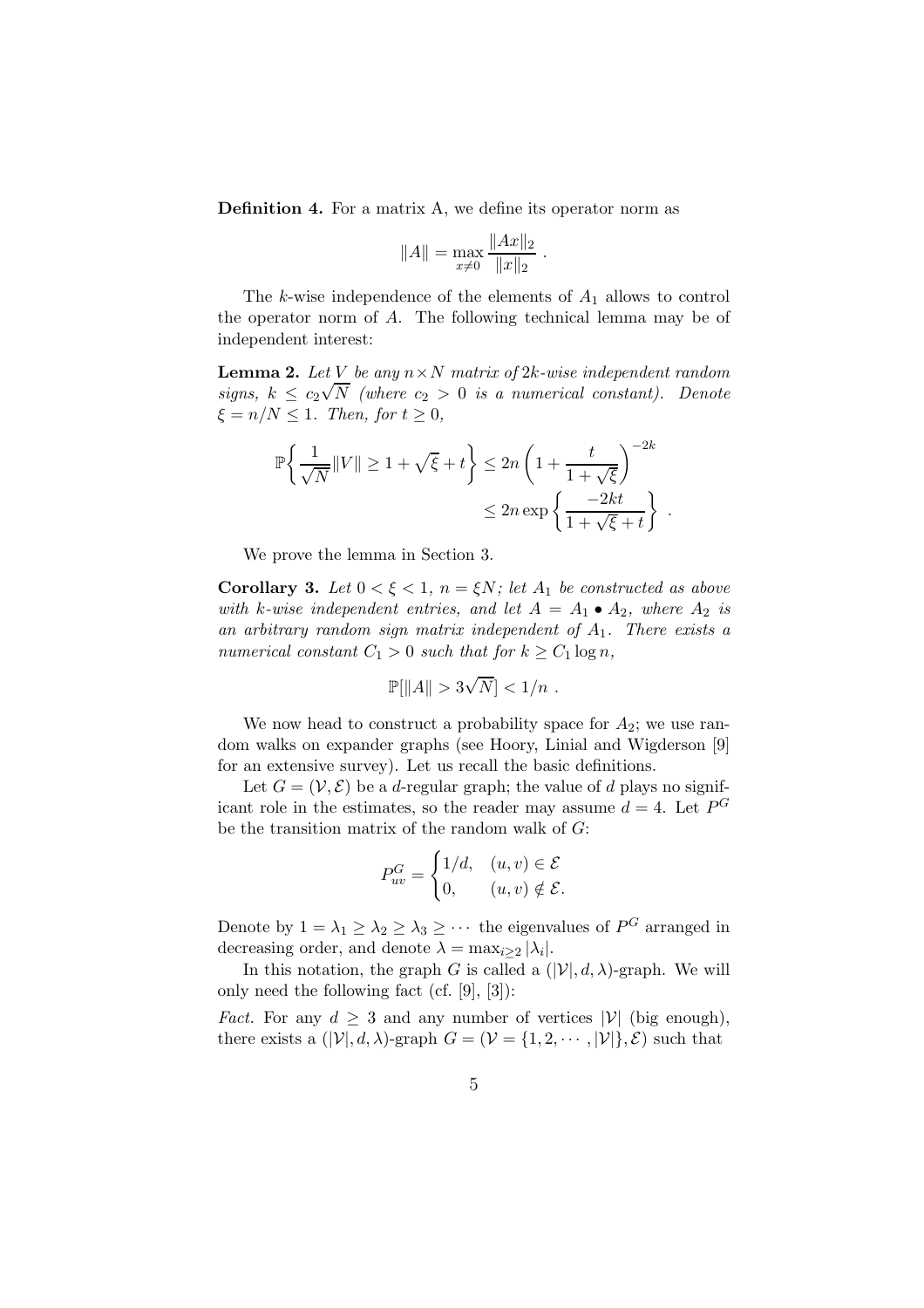**Definition 4.** For a matrix A, we define its operator norm as

$$\|A\| = \max_{x \neq 0} \frac{\|Ax\|_2}{\|x\|_2} \ .$$

The $k$-wise independence of the elements of $A_1$ allows to control the operator norm of $A$. The following technical lemma may be of independent interest:

**Lemma 2.** *Let $V$ be any $n \times N$ matrix of $2k$-wise independent random signs, $k \leq c_2 \sqrt{N}$ (where $c_2 > 0$ is a numerical constant). Denote $\xi = n/N \leq 1$. Then, for $t \geq 0$,*

$$\mathbb{P}\left\{ \frac{1}{\sqrt{N}} \|V\| \geq 1 + \sqrt{\xi} + t \right\} \leq 2n \left( 1 + \frac{t}{1 + \sqrt{\xi}} \right)^{-2k} \leq 2n \exp\left\{ \frac{-2kt}{1 + \sqrt{\xi} + t} \right\} \ .$$

We prove the lemma in Section 3.

**Corollary 3.** *Let $0 < \xi < 1$, $n = \xi N$; let $A_1$ be constructed as above with $k$-wise independent entries, and let $A = A_1 \bullet A_2$, where $A_2$ is an arbitrary random sign matrix independent of $A_1$. There exists a numerical constant $C_1 > 0$ such that for $k \geq C_1 \log n$,*

$$\mathbb{P}[\|A\| > 3\sqrt{N}] < 1/n \ .$$

We now head to construct a probability space for $A_2$; we use random walks on expander graphs (see Hoory, Linial and Wigderson [9] for an extensive survey). Let us recall the basic definitions.

Let $G = (\mathcal{V}, \mathcal{E})$ be a $d$-regular graph; the value of $d$ plays no significant role in the estimates, so the reader may assume $d = 4$. Let $P^G$ be the transition matrix of the random walk of $G$:

$$P^G_{uv} = \begin{cases} 1/d, & (u,v) \in \mathcal{E} \\ 0, & (u,v) \notin \mathcal{E}. \end{cases}$$

Denote by $1 = \lambda_1 \geq \lambda_2 \geq \lambda_3 \geq \cdots$ the eigenvalues of $P^G$ arranged in decreasing order, and denote $\lambda = \max_{i \geq 2} |\lambda_i|$.

In this notation, the graph $G$ is called a $(|\mathcal{V}|, d, \lambda)$-graph. We will only need the following fact (cf. [9], [3]):

*Fact.* For any $d \geq 3$ and any number of vertices $|\mathcal{V}|$ (big enough), there exists a $(|\mathcal{V}|, d, \lambda)$-graph $G = (\mathcal{V} = \{1, 2, \cdots, |\mathcal{V}|\}, \mathcal{E})$ such that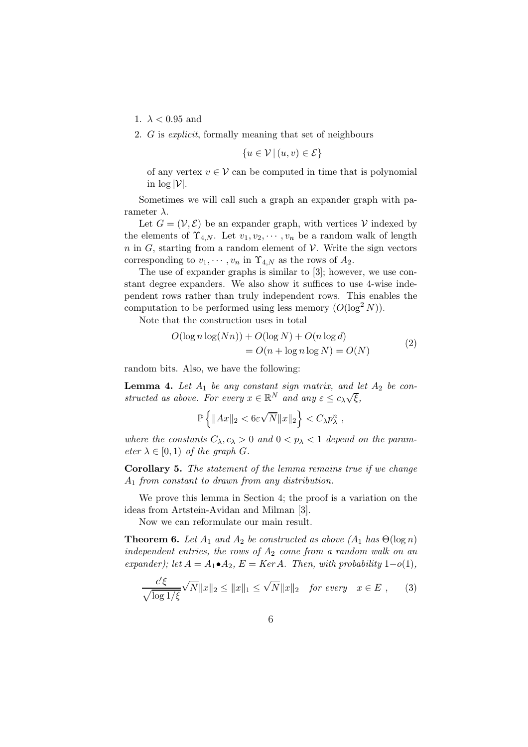1. $\lambda < 0.95$ and
2. $G$ is *explicit*, formally meaning that set of neighbours

$$\{u \in \mathcal{V} \,|\, (u, v) \in \mathcal{E}\}$$

   of any vertex $v \in \mathcal{V}$ can be computed in time that is polynomial in $\log |\mathcal{V}|$.

Sometimes we will call such a graph an expander graph with parameter $\lambda$.

Let $G = (\mathcal{V}, \mathcal{E})$ be an expander graph, with vertices $\mathcal{V}$ indexed by the elements of $\Upsilon_{4,N}$. Let $v_1, v_2, \cdots, v_n$ be a random walk of length $n$ in $G$, starting from a random element of $\mathcal{V}$. Write the sign vectors corresponding to $v_1, \cdots, v_n$ in $\Upsilon_{4,N}$ as the rows of $A_2$.

The use of expander graphs is similar to [3]; however, we use constant degree expanders. We also show it suffices to use 4-wise independent rows rather than truly independent rows. This enables the computation to be performed using less memory ($O(\log^2 N)$).

Note that the construction uses in total

$$\begin{aligned} &O(\log n \log(Nn)) + O(\log N) + O(n \log d) \\ &\qquad = O(n + \log n \log N) = O(N) \end{aligned} \tag{2}$$

random bits. Also, we have the following:

**Lemma 4.** *Let $A_1$ be any constant sign matrix, and let $A_2$ be constructed as above. For every $x \in \mathbb{R}^N$ and any $\varepsilon \leq c_\lambda \sqrt{\xi}$,*

$$\mathbb{P}\left\{ \|Ax\|_2 < 6\varepsilon\sqrt{N}\|x\|_2 \right\} < C_\lambda p_\lambda^n \ ,$$

*where the constants $C_\lambda, c_\lambda > 0$ and $0 < p_\lambda < 1$ depend on the parameter $\lambda \in [0, 1)$ of the graph $G$.*

**Corollary 5.** *The statement of the lemma remains true if we change $A_1$ from constant to drawn from any distribution.*

We prove this lemma in Section 4; the proof is a variation on the ideas from Artstein-Avidan and Milman [3].

Now we can reformulate our main result.

**Theorem 6.** *Let $A_1$ and $A_2$ be constructed as above ($A_1$ has $\Theta(\log n)$ independent entries, the rows of $A_2$ come from a random walk on an expander); let $A = A_1 \bullet A_2$, $E = Ker\, A$. Then, with probability $1 - o(1)$,*

$$\frac{c'\xi}{\sqrt{\log 1/\xi}}\sqrt{N}\|x\|_2 \leq \|x\|_1 \leq \sqrt{N}\|x\|_2 \quad \text{for every} \quad x \in E \ , \tag{3}$$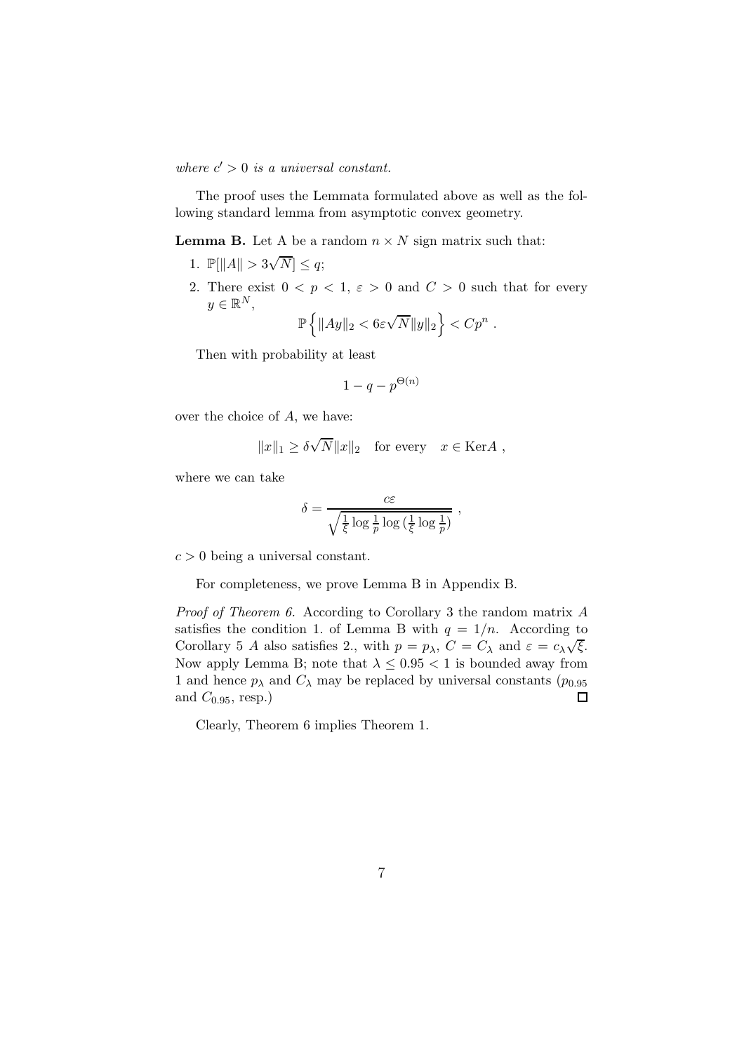*where $c' > 0$ is a universal constant.*

The proof uses the Lemmata formulated above as well as the following standard lemma from asymptotic convex geometry.

**Lemma B.** Let A be a random $n \times N$ sign matrix such that:

1. $\mathbb{P}[\|A\| > 3\sqrt{N}] \le q$;
2. There exist $0 < p < 1$, $\varepsilon > 0$ and $C > 0$ such that for every $y \in \mathbb{R}^N$,
$$\mathbb{P}\left\{ \|Ay\|_2 < 6\varepsilon\sqrt{N}\|y\|_2 \right\} < Cp^n \ .$$

Then with probability at least

$$1 - q - p^{\Theta(n)}$$

over the choice of $A$, we have:

$$\|x\|_1 \ge \delta\sqrt{N}\|x\|_2 \quad \text{for every} \quad x \in \mathrm{Ker} A \ ,$$

where we can take

$$\delta = \frac{c\varepsilon}{\sqrt{\frac{1}{\xi}\log\frac{1}{p}\log\left(\frac{1}{\xi}\log\frac{1}{p}\right)}} \ ,$$

$c > 0$ being a universal constant.

For completeness, we prove Lemma B in Appendix B.

*Proof of Theorem 6.* According to Corollary 3 the random matrix $A$ satisfies the condition 1. of Lemma B with $q = 1/n$. According to Corollary 5 $A$ also satisfies 2., with $p = p_\lambda$, $C = C_\lambda$ and $\varepsilon = c_\lambda\sqrt{\xi}$. Now apply Lemma B; note that $\lambda \le 0.95 < 1$ is bounded away from 1 and hence $p_\lambda$ and $C_\lambda$ may be replaced by universal constants ($p_{0.95}$ and $C_{0.95}$, resp.) □

Clearly, Theorem 6 implies Theorem 1.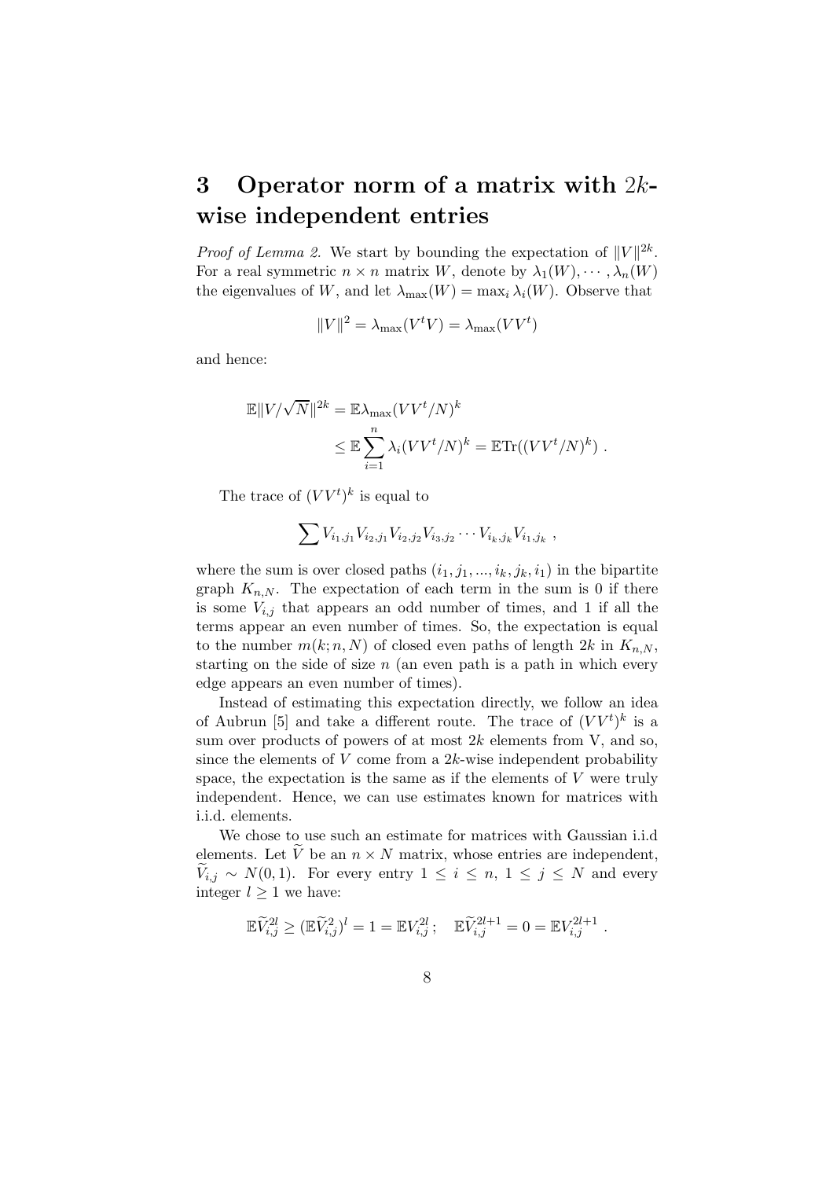# 3 Operator norm of a matrix with $2k$-wise independent entries

*Proof of Lemma 2.* We start by bounding the expectation of $\|V\|^{2k}$. For a real symmetric $n \times n$ matrix $W$, denote by $\lambda_1(W), \cdots, \lambda_n(W)$ the eigenvalues of $W$, and let $\lambda_{\max}(W) = \max_i \lambda_i(W)$. Observe that

$$\|V\|^2 = \lambda_{\max}(V^t V) = \lambda_{\max}(V V^t)$$

and hence:

$$\begin{aligned}
\mathbb{E}\|V/\sqrt{N}\|^{2k} &= \mathbb{E}\lambda_{\max}(VV^t/N)^k \\
&\leq \mathbb{E}\sum_{i=1}^{n} \lambda_i(VV^t/N)^k = \mathbb{E}\mathrm{Tr}((VV^t/N)^k) \ .
\end{aligned}$$

The trace of $(VV^t)^k$ is equal to

$$\sum V_{i_1,j_1} V_{i_2,j_1} V_{i_2,j_2} V_{i_3,j_2} \cdots V_{i_k,j_k} V_{i_1,j_k} \ ,$$

where the sum is over closed paths $(i_1, j_1, ..., i_k, j_k, i_1)$ in the bipartite graph $K_{n,N}$. The expectation of each term in the sum is 0 if there is some $V_{i,j}$ that appears an odd number of times, and 1 if all the terms appear an even number of times. So, the expectation is equal to the number $m(k; n, N)$ of closed even paths of length $2k$ in $K_{n,N}$, starting on the side of size $n$ (an even path is a path in which every edge appears an even number of times).

Instead of estimating this expectation directly, we follow an idea of Aubrun [5] and take a different route. The trace of $(VV^t)^k$ is a sum over products of powers of at most $2k$ elements from V, and so, since the elements of $V$ come from a $2k$-wise independent probability space, the expectation is the same as if the elements of $V$ were truly independent. Hence, we can use estimates known for matrices with i.i.d. elements.

We chose to use such an estimate for matrices with Gaussian i.i.d elements. Let $\widetilde{V}$ be an $n \times N$ matrix, whose entries are independent, $\widetilde{V}_{i,j} \sim N(0,1)$. For every entry $1 \leq i \leq n$, $1 \leq j \leq N$ and every integer $l \geq 1$ we have:

$$\mathbb{E}\widetilde{V}_{i,j}^{2l} \geq (\mathbb{E}\widetilde{V}_{i,j}^2)^l = 1 = \mathbb{E}V_{i,j}^{2l} \,; \quad \mathbb{E}\widetilde{V}_{i,j}^{2l+1} = 0 = \mathbb{E}V_{i,j}^{2l+1} \ .$$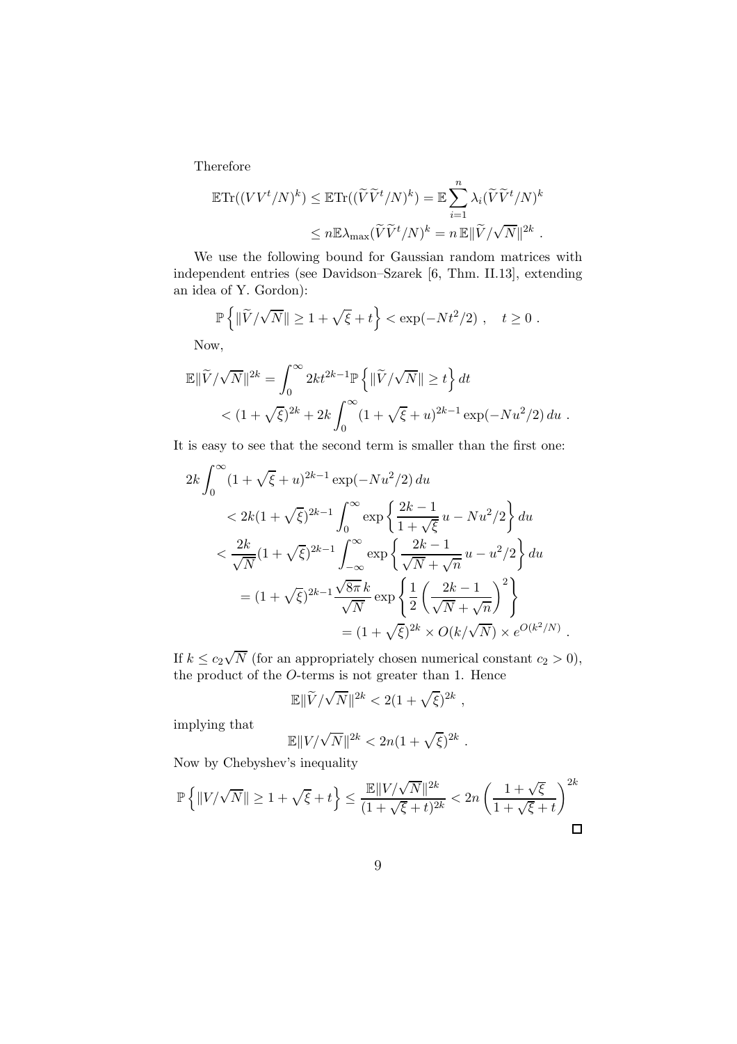Therefore

$$\mathbb{E}\mathrm{Tr}((VV^t/N)^k) \le \mathbb{E}\mathrm{Tr}((\widetilde{V}\widetilde{V}^t/N)^k) = \mathbb{E}\sum_{i=1}^n \lambda_i(\widetilde{V}\widetilde{V}^t/N)^k$$
$$\le n\mathbb{E}\lambda_{\max}(\widetilde{V}\widetilde{V}^t/N)^k = n\,\mathbb{E}\|\widetilde{V}/\sqrt{N}\|^{2k} .$$

We use the following bound for Gaussian random matrices with independent entries (see Davidson–Szarek [6, Thm. II.13], extending an idea of Y. Gordon):

$$\mathbb{P}\left\{\|\widetilde{V}/\sqrt{N}\| \ge 1 + \sqrt{\xi} + t\right\} < \exp(-Nt^2/2) \ , \quad t \ge 0 \ .$$

Now,

$$\mathbb{E}\|\widetilde{V}/\sqrt{N}\|^{2k} = \int_0^\infty 2kt^{2k-1}\mathbb{P}\left\{\|\widetilde{V}/\sqrt{N}\| \ge t\right\}dt$$
$$< (1+\sqrt{\xi})^{2k} + 2k\int_0^\infty (1+\sqrt{\xi}+u)^{2k-1}\exp(-Nu^2/2)\,du \ .$$

It is easy to see that the second term is smaller than the first one:

$$2k\int_0^\infty (1+\sqrt{\xi}+u)^{2k-1}\exp(-Nu^2/2)\,du$$
$$< 2k(1+\sqrt{\xi})^{2k-1}\int_0^\infty \exp\left\{\frac{2k-1}{1+\sqrt{\xi}}\,u - Nu^2/2\right\}du$$
$$< \frac{2k}{\sqrt{N}}(1+\sqrt{\xi})^{2k-1}\int_{-\infty}^\infty \exp\left\{\frac{2k-1}{\sqrt{N}+\sqrt{n}}\,u - u^2/2\right\}du$$
$$= (1+\sqrt{\xi})^{2k-1}\frac{\sqrt{8\pi}\,k}{\sqrt{N}}\exp\left\{\frac{1}{2}\left(\frac{2k-1}{\sqrt{N}+\sqrt{n}}\right)^2\right\}$$
$$= (1+\sqrt{\xi})^{2k} \times O(k/\sqrt{N}) \times e^{O(k^2/N)} \ .$$

If $k \le c_2\sqrt{N}$ (for an appropriately chosen numerical constant $c_2 > 0$), the product of the $O$-terms is not greater than 1. Hence

$$\mathbb{E}\|\widetilde{V}/\sqrt{N}\|^{2k} < 2(1+\sqrt{\xi})^{2k} \ ,$$

implying that

$$\mathbb{E}\|V/\sqrt{N}\|^{2k} < 2n(1+\sqrt{\xi})^{2k} \ .$$

Now by Chebyshev's inequality

$$\mathbb{P}\left\{\|V/\sqrt{N}\| \ge 1+\sqrt{\xi}+t\right\} \le \frac{\mathbb{E}\|V/\sqrt{N}\|^{2k}}{(1+\sqrt{\xi}+t)^{2k}} < 2n\left(\frac{1+\sqrt{\xi}}{1+\sqrt{\xi}+t}\right)^{2k}$$

□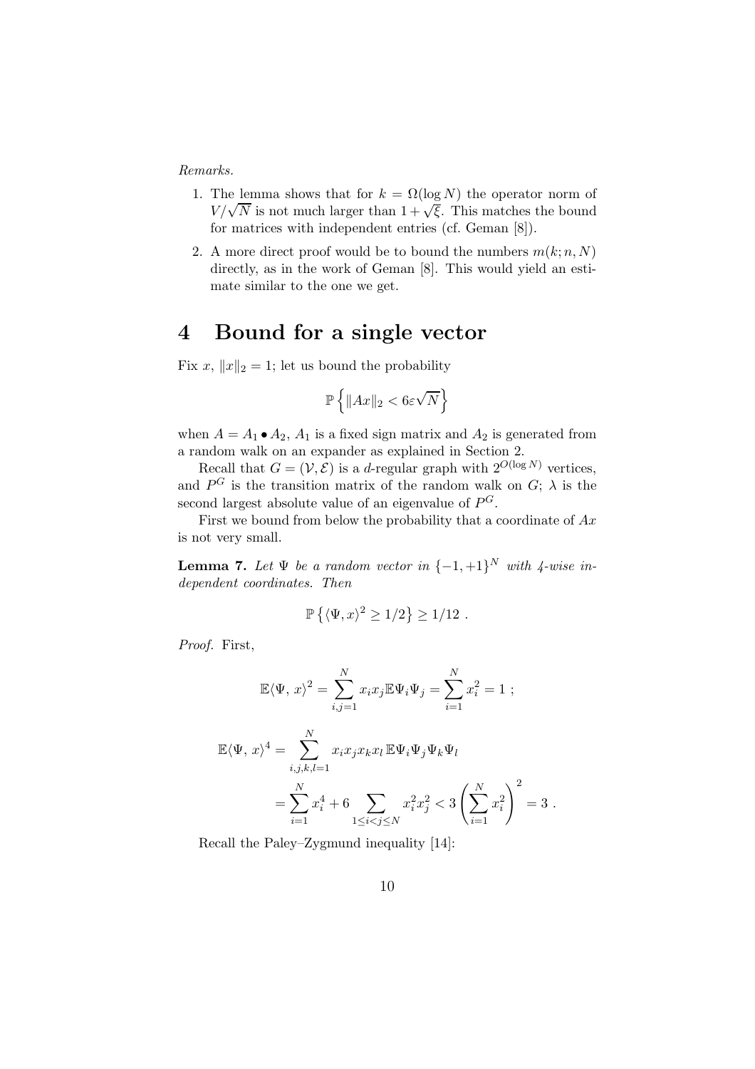*Remarks.*

1. The lemma shows that for $k = \Omega(\log N)$ the operator norm of $V/\sqrt{N}$ is not much larger than $1 + \sqrt{\xi}$. This matches the bound for matrices with independent entries (cf. Geman [8]).
2. A more direct proof would be to bound the numbers $m(k; n, N)$ directly, as in the work of Geman [8]. This would yield an estimate similar to the one we get.

# 4 Bound for a single vector

Fix $x$, $\|x\|_2 = 1$; let us bound the probability

$$\mathbb{P}\left\{ \|Ax\|_2 < 6\varepsilon\sqrt{N} \right\}$$

when $A = A_1 \bullet A_2$, $A_1$ is a fixed sign matrix and $A_2$ is generated from a random walk on an expander as explained in Section 2.

Recall that $G = (\mathcal{V}, \mathcal{E})$ is a $d$-regular graph with $2^{O(\log N)}$ vertices, and $P^G$ is the transition matrix of the random walk on $G$; $\lambda$ is the second largest absolute value of an eigenvalue of $P^G$.

First we bound from below the probability that a coordinate of $Ax$ is not very small.

**Lemma 7.** *Let $\Psi$ be a random vector in $\{-1, +1\}^N$ with 4-wise independent coordinates. Then*

$$\mathbb{P}\left\{ \langle \Psi, x \rangle^2 \geq 1/2 \right\} \geq 1/12 \ .$$

*Proof.* First,

$$\mathbb{E}\langle \Psi,\, x\rangle^2 = \sum_{i,j=1}^{N} x_i x_j \mathbb{E}\Psi_i \Psi_j = \sum_{i=1}^{N} x_i^2 = 1 \ ;$$

$$\begin{aligned}
\mathbb{E}\langle \Psi,\, x\rangle^4 &= \sum_{i,j,k,l=1}^{N} x_i x_j x_k x_l \, \mathbb{E}\Psi_i \Psi_j \Psi_k \Psi_l \\
&= \sum_{i=1}^{N} x_i^4 + 6 \sum_{1 \leq i < j \leq N} x_i^2 x_j^2 < 3 \left( \sum_{i=1}^{N} x_i^2 \right)^2 = 3 \ .
\end{aligned}$$

Recall the Paley–Zygmund inequality [14]: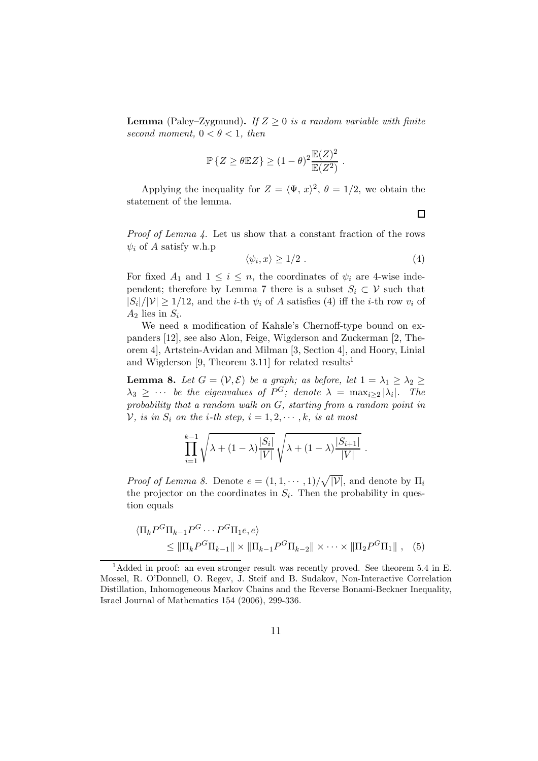**Lemma** (Paley–Zygmund)**.** *If $Z \geq 0$ is a random variable with finite second moment, $0 < \theta < 1$, then*

$$\mathbb{P}\left\{Z \geq \theta \mathbb{E} Z\right\} \geq (1-\theta)^2 \frac{\mathbb{E}(Z)^2}{\mathbb{E}(Z^2)} .$$

Applying the inequality for $Z = \langle \Psi, x \rangle^2$, $\theta = 1/2$, we obtain the statement of the lemma.

□

*Proof of Lemma 4.* Let us show that a constant fraction of the rows $\psi_i$ of $A$ satisfy w.h.p

$$\langle \psi_i, x \rangle \geq 1/2 . \tag{4}$$

For fixed $A_1$ and $1 \leq i \leq n$, the coordinates of $\psi_i$ are 4-wise independent; therefore by Lemma 7 there is a subset $S_i \subset \mathcal{V}$ such that $|S_i|/|\mathcal{V}| \geq 1/12$, and the $i$-th $\psi_i$ of $A$ satisfies (4) iff the $i$-th row $v_i$ of $A_2$ lies in $S_i$.

We need a modification of Kahale's Chernoff-type bound on expanders [12], see also Alon, Feige, Wigderson and Zuckerman [2, Theorem 4], Artstein-Avidan and Milman [3, Section 4], and Hoory, Linial and Wigderson [9, Theorem 3.11] for related results[1]

**Lemma 8.** *Let $G = (\mathcal{V}, \mathcal{E})$ be a graph; as before, let $1 = \lambda_1 \geq \lambda_2 \geq \lambda_3 \geq \cdots$ be the eigenvalues of $P^G$; denote $\lambda = \max_{i \geq 2} |\lambda_i|$. The probability that a random walk on $G$, starting from a random point in $\mathcal{V}$, is in $S_i$ on the $i$-th step, $i = 1, 2, \cdots, k$, is at most*

$$\prod_{i=1}^{k-1} \sqrt{\lambda + (1-\lambda)\frac{|S_i|}{|V|}} \sqrt{\lambda + (1-\lambda)\frac{|S_{i+1}|}{|V|}} .$$

*Proof of Lemma 8.* Denote $e = (1, 1, \cdots, 1)/\sqrt{|\mathcal{V}|}$, and denote by $\Pi_i$ the projector on the coordinates in $S_i$. Then the probability in question equals

$$\begin{aligned} &\langle \Pi_k P^G \Pi_{k-1} P^G \cdots P^G \Pi_1 e, e \rangle \\ &\qquad \leq \|\Pi_k P^G \Pi_{k-1}\| \times \|\Pi_{k-1} P^G \Pi_{k-2}\| \times \cdots \times \|\Pi_2 P^G \Pi_1\| , \end{aligned} \tag{5}$$

[1] Added in proof: an even stronger result was recently proved. See theorem 5.4 in E. Mossel, R. O'Donnell, O. Regev, J. Steif and B. Sudakov, Non-Interactive Correlation Distillation, Inhomogeneous Markov Chains and the Reverse Bonami-Beckner Inequality, Israel Journal of Mathematics 154 (2006), 299-336.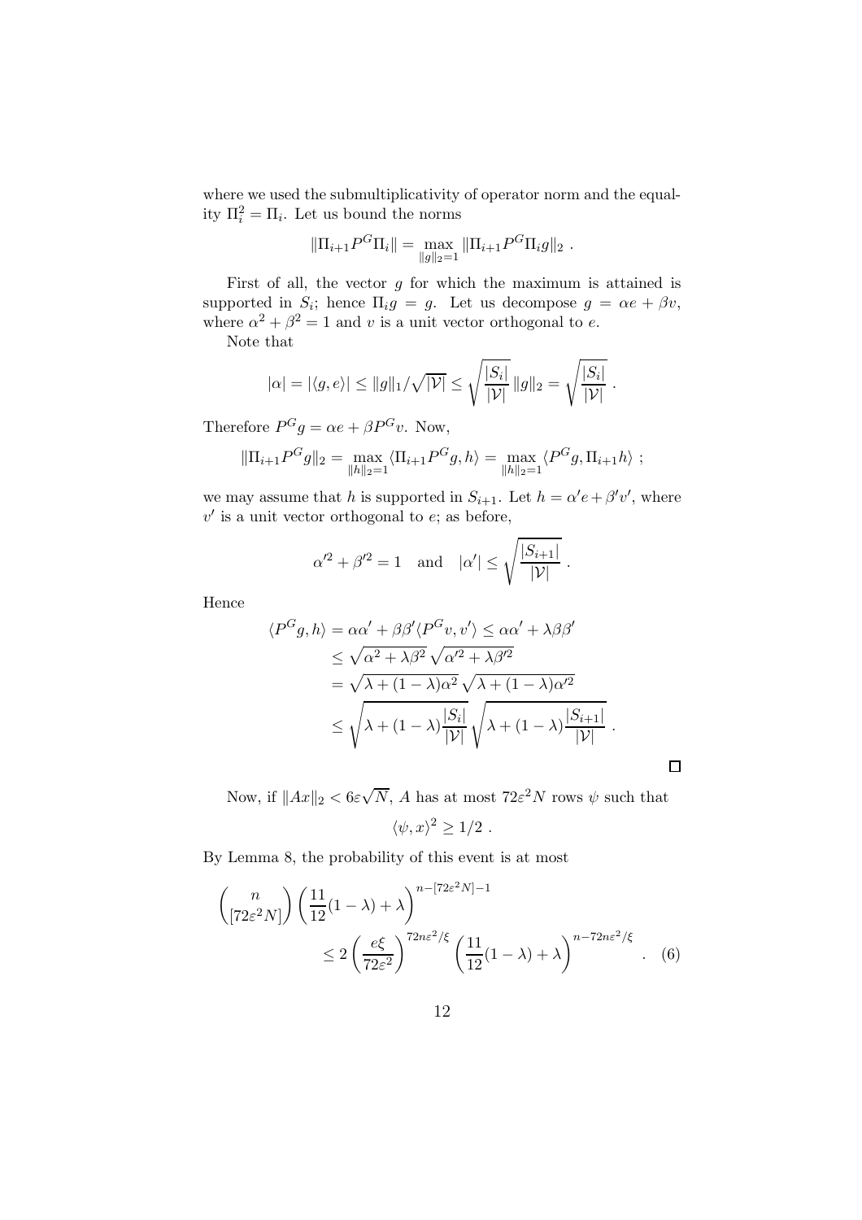where we used the submultiplicativity of operator norm and the equality $\Pi_i^2 = \Pi_i$. Let us bound the norms

$$\|\Pi_{i+1} P^G \Pi_i\| = \max_{\|g\|_2=1} \|\Pi_{i+1} P^G \Pi_i g\|_2 \ .$$

First of all, the vector $g$ for which the maximum is attained is supported in $S_i$; hence $\Pi_i g = g$. Let us decompose $g = \alpha e + \beta v$, where $\alpha^2 + \beta^2 = 1$ and $v$ is a unit vector orthogonal to $e$.

Note that

$$|\alpha| = |\langle g, e\rangle| \leq \|g\|_1 / \sqrt{|\mathcal{V}|} \leq \sqrt{\frac{|S_i|}{|\mathcal{V}|}} \|g\|_2 = \sqrt{\frac{|S_i|}{|\mathcal{V}|}} \ .$$

Therefore $P^G g = \alpha e + \beta P^G v$. Now,

$$\|\Pi_{i+1} P^G g\|_2 = \max_{\|h\|_2=1} \langle \Pi_{i+1} P^G g, h\rangle = \max_{\|h\|_2=1} \langle P^G g, \Pi_{i+1} h\rangle \ ;$$

we may assume that $h$ is supported in $S_{i+1}$. Let $h = \alpha' e + \beta' v'$, where $v'$ is a unit vector orthogonal to $e$; as before,

$$\alpha'^2 + \beta'^2 = 1 \quad \text{and} \quad |\alpha'| \leq \sqrt{\frac{|S_{i+1}|}{|\mathcal{V}|}} \ .$$

Hence

$$\begin{aligned}
\langle P^G g, h\rangle &= \alpha\alpha' + \beta\beta' \langle P^G v, v'\rangle \leq \alpha\alpha' + \lambda\beta\beta' \\
&\leq \sqrt{\alpha^2 + \lambda\beta^2}\,\sqrt{\alpha'^2 + \lambda\beta'^2} \\
&= \sqrt{\lambda + (1-\lambda)\alpha^2}\,\sqrt{\lambda + (1-\lambda)\alpha'^2} \\
&\leq \sqrt{\lambda + (1-\lambda)\frac{|S_i|}{|\mathcal{V}|}}\,\sqrt{\lambda + (1-\lambda)\frac{|S_{i+1}|}{|\mathcal{V}|}} \ .
\end{aligned}$$

□

Now, if $\|Ax\|_2 < 6\varepsilon\sqrt{N}$, $A$ has at most $72\varepsilon^2 N$ rows $\psi$ such that

$$\langle \psi, x\rangle^2 \geq 1/2 \ .$$

By Lemma 8, the probability of this event is at most

$$\begin{aligned}
&\binom{n}{[72\varepsilon^2 N]} \left(\frac{11}{12}(1-\lambda) + \lambda\right)^{n-[72\varepsilon^2 N]-1} \\
&\qquad\qquad \leq 2\left(\frac{e\xi}{72\varepsilon^2}\right)^{72n\varepsilon^2/\xi} \left(\frac{11}{12}(1-\lambda) + \lambda\right)^{n-72n\varepsilon^2/\xi} \ . \quad (6)
\end{aligned}$$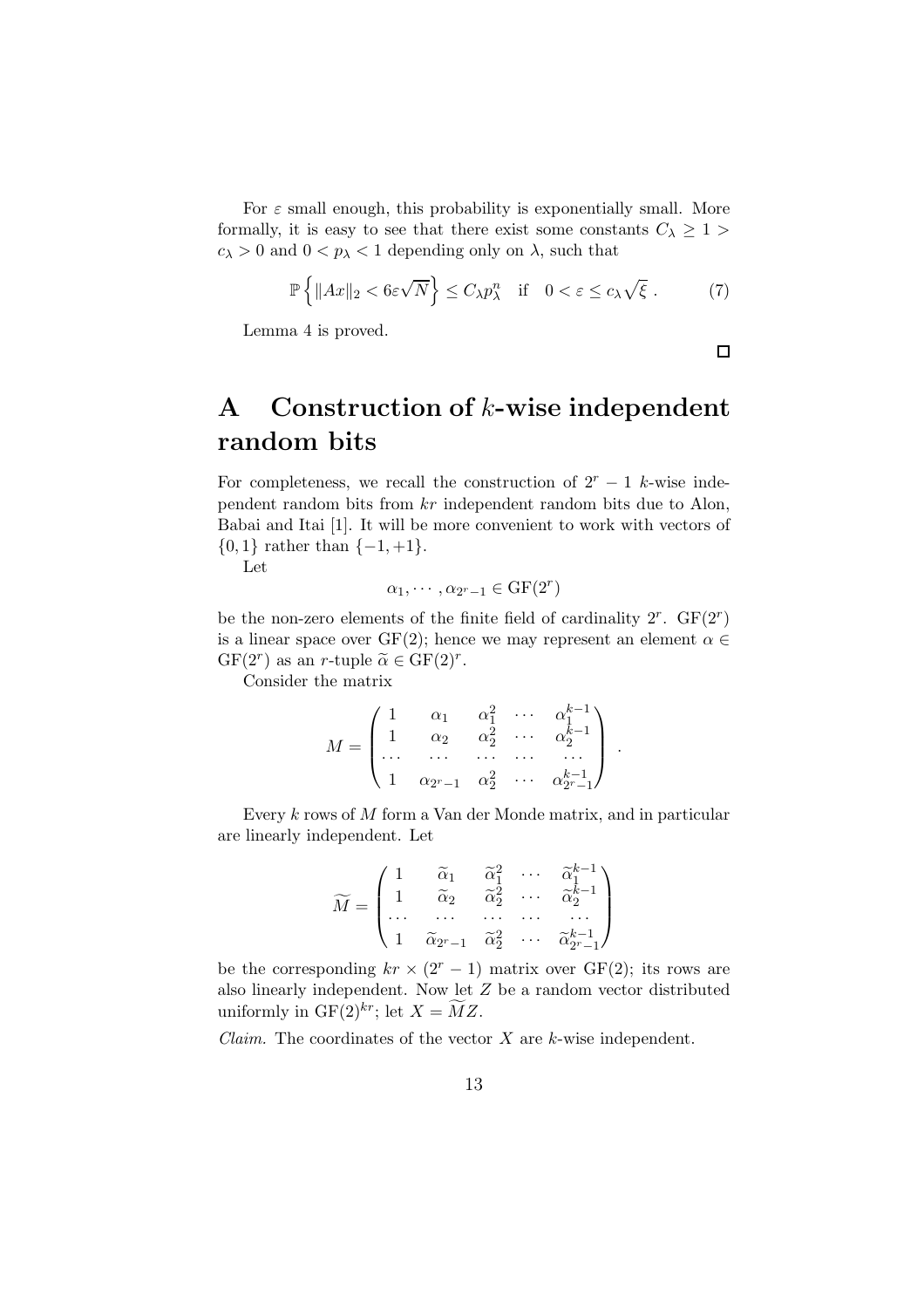For $\varepsilon$ small enough, this probability is exponentially small. More formally, it is easy to see that there exist some constants $C_\lambda \geq 1 > c_\lambda > 0$ and $0 < p_\lambda < 1$ depending only on $\lambda$, such that

$$\mathbb{P}\left\{ \|Ax\|_2 < 6\varepsilon\sqrt{N} \right\} \leq C_\lambda p_\lambda^n \quad \text{if} \quad 0 < \varepsilon \leq c_\lambda \sqrt{\xi} \ . \tag{7}$$

Lemma 4 is proved.

□

# A Construction of $k$-wise independent random bits

For completeness, we recall the construction of $2^r - 1$ $k$-wise independent random bits from $kr$ independent random bits due to Alon, Babai and Itai [1]. It will be more convenient to work with vectors of $\{0, 1\}$ rather than $\{-1, +1\}$.

Let

$$\alpha_1, \cdots, \alpha_{2^r-1} \in \mathrm{GF}(2^r)$$

be the non-zero elements of the finite field of cardinality $2^r$. $\mathrm{GF}(2^r)$ is a linear space over $\mathrm{GF}(2)$; hence we may represent an element $\alpha \in \mathrm{GF}(2^r)$ as an $r$-tuple $\widetilde{\alpha} \in \mathrm{GF}(2)^r$.

Consider the matrix

$$M = \begin{pmatrix} 1 & \alpha_1 & \alpha_1^2 & \cdots & \alpha_1^{k-1} \\ 1 & \alpha_2 & \alpha_2^2 & \cdots & \alpha_2^{k-1} \\ \cdots & \cdots & \cdots & \cdots & \cdots \\ 1 & \alpha_{2^r-1} & \alpha_2^2 & \cdots & \alpha_{2^r-1}^{k-1} \end{pmatrix} .$$

Every $k$ rows of $M$ form a Van der Monde matrix, and in particular are linearly independent. Let

$$\widetilde{M} = \begin{pmatrix} 1 & \widetilde{\alpha}_1 & \widetilde{\alpha}_1^2 & \cdots & \widetilde{\alpha}_1^{k-1} \\ 1 & \widetilde{\alpha}_2 & \widetilde{\alpha}_2^2 & \cdots & \widetilde{\alpha}_2^{k-1} \\ \cdots & \cdots & \cdots & \cdots & \cdots \\ 1 & \widetilde{\alpha}_{2^r-1} & \widetilde{\alpha}_2^2 & \cdots & \widetilde{\alpha}_{2^r-1}^{k-1} \end{pmatrix}$$

be the corresponding $kr \times (2^r - 1)$ matrix over $\mathrm{GF}(2)$; its rows are also linearly independent. Now let $Z$ be a random vector distributed uniformly in $\mathrm{GF}(2)^{kr}$; let $X = \widetilde{M}Z$.

*Claim.* The coordinates of the vector $X$ are $k$-wise independent.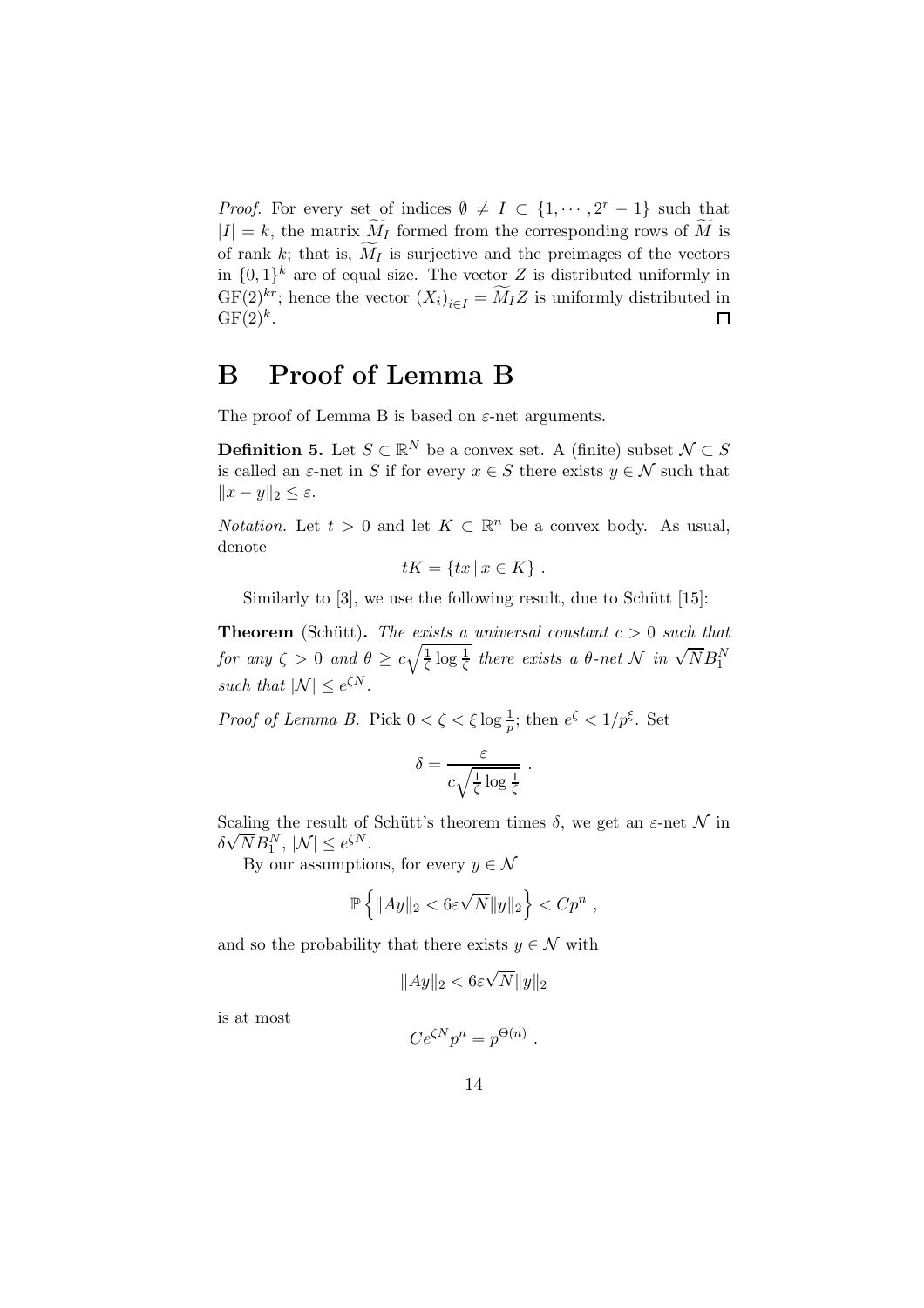*Proof.* For every set of indices $\emptyset \neq I \subset \{1, \cdots, 2^r - 1\}$ such that $|I| = k$, the matrix $\widetilde{M}_I$ formed from the corresponding rows of $\widetilde{M}$ is of rank $k$; that is, $\widetilde{M}_I$ is surjective and the preimages of the vectors in $\{0,1\}^k$ are of equal size. The vector $Z$ is distributed uniformly in $\mathrm{GF}(2)^{kr}$; hence the vector $(X_i)_{i \in I} = \widetilde{M}_I Z$ is uniformly distributed in $\mathrm{GF}(2)^k$. □

# B Proof of Lemma B

The proof of Lemma B is based on $\varepsilon$-net arguments.

**Definition 5.** Let $S \subset \mathbb{R}^N$ be a convex set. A (finite) subset $\mathcal{N} \subset S$ is called an $\varepsilon$-net in $S$ if for every $x \in S$ there exists $y \in \mathcal{N}$ such that $\|x - y\|_2 \leq \varepsilon$.

*Notation.* Let $t > 0$ and let $K \subset \mathbb{R}^n$ be a convex body. As usual, denote

$$tK = \{tx \,|\, x \in K\} \ .$$

Similarly to [3], we use the following result, due to Schütt [15]:

**Theorem** (Schütt)**.** *The exists a universal constant $c > 0$ such that for any $\zeta > 0$ and $\theta \geq c\sqrt{\frac{1}{\zeta}\log\frac{1}{\zeta}}$ there exists a $\theta$-net $\mathcal{N}$ in $\sqrt{N}B_1^N$ such that $|\mathcal{N}| \leq e^{\zeta N}$.*

*Proof of Lemma B.* Pick $0 < \zeta < \xi \log \frac{1}{p}$; then $e^{\zeta} < 1/p^{\xi}$. Set

$$\delta = \frac{\varepsilon}{c\sqrt{\frac{1}{\zeta}\log\frac{1}{\zeta}}} \ .$$

Scaling the result of Schütt's theorem times $\delta$, we get an $\varepsilon$-net $\mathcal{N}$ in $\delta\sqrt{N}B_1^N$, $|\mathcal{N}| \leq e^{\zeta N}$.

By our assumptions, for every $y \in \mathcal{N}$

$$\mathbb{P}\left\{\|Ay\|_2 < 6\varepsilon\sqrt{N}\|y\|_2\right\} < Cp^n \ ,$$

and so the probability that there exists $y \in \mathcal{N}$ with

$$\|Ay\|_2 < 6\varepsilon\sqrt{N}\|y\|_2$$

is at most

$$Ce^{\zeta N}p^n = p^{\Theta(n)} \ .$$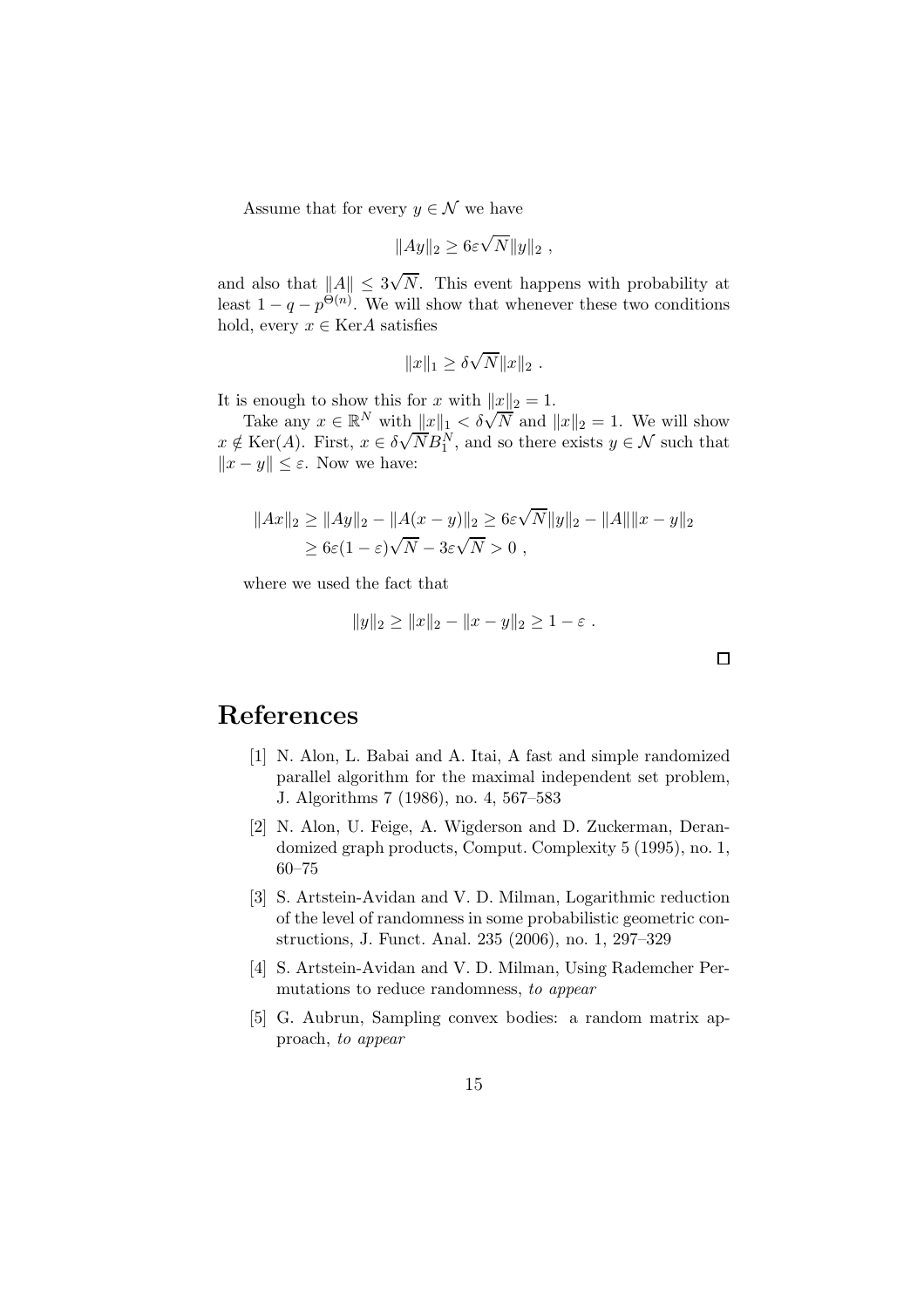Assume that for every $y \in \mathcal{N}$ we have

$$\|Ay\|_2 \geq 6\varepsilon\sqrt{N}\|y\|_2 \ ,$$

and also that $\|A\| \leq 3\sqrt{N}$. This event happens with probability at least $1 - q - p^{\Theta(n)}$. We will show that whenever these two conditions hold, every $x \in \mathrm{Ker}A$ satisfies

$$\|x\|_1 \geq \delta\sqrt{N}\|x\|_2 \ .$$

It is enough to show this for $x$ with $\|x\|_2 = 1$.

Take any $x \in \mathbb{R}^N$ with $\|x\|_1 < \delta\sqrt{N}$ and $\|x\|_2 = 1$. We will show $x \notin \mathrm{Ker}(A)$. First, $x \in \delta\sqrt{N}B_1^N$, and so there exists $y \in \mathcal{N}$ such that $\|x - y\| \leq \varepsilon$. Now we have:

$$\begin{aligned}
\|Ax\|_2 &\geq \|Ay\|_2 - \|A(x-y)\|_2 \geq 6\varepsilon\sqrt{N}\|y\|_2 - \|A\|\|x-y\|_2 \\
&\geq 6\varepsilon(1-\varepsilon)\sqrt{N} - 3\varepsilon\sqrt{N} > 0 \ ,
\end{aligned}$$

where we used the fact that

$$\|y\|_2 \geq \|x\|_2 - \|x-y\|_2 \geq 1 - \varepsilon \ .$$

□

# References

[1] N. Alon, L. Babai and A. Itai, A fast and simple randomized parallel algorithm for the maximal independent set problem, J. Algorithms 7 (1986), no. 4, 567–583

[2] N. Alon, U. Feige, A. Wigderson and D. Zuckerman, Derandomized graph products, Comput. Complexity 5 (1995), no. 1, 60–75

[3] S. Artstein-Avidan and V. D. Milman, Logarithmic reduction of the level of randomness in some probabilistic geometric constructions, J. Funct. Anal. 235 (2006), no. 1, 297–329

[4] S. Artstein-Avidan and V. D. Milman, Using Rademcher Permutations to reduce randomness, *to appear*

[5] G. Aubrun, Sampling convex bodies: a random matrix approach, *to appear*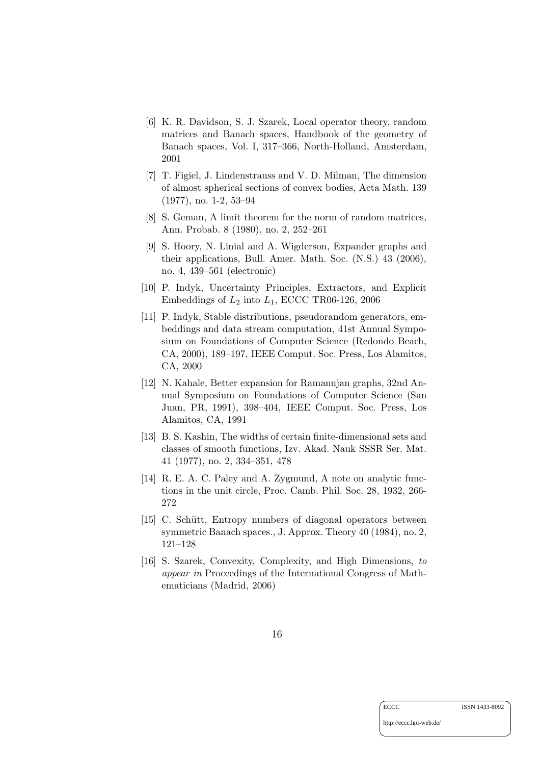[6] K. R. Davidson, S. J. Szarek, Local operator theory, random matrices and Banach spaces, Handbook of the geometry of Banach spaces, Vol. I, 317–366, North-Holland, Amsterdam, 2001

[7] T. Figiel, J. Lindenstrauss and V. D. Milman, The dimension of almost spherical sections of convex bodies, Acta Math. 139 (1977), no. 1-2, 53–94

[8] S. Geman, A limit theorem for the norm of random matrices, Ann. Probab. 8 (1980), no. 2, 252–261

[9] S. Hoory, N. Linial and A. Wigderson, Expander graphs and their applications, Bull. Amer. Math. Soc. (N.S.) 43 (2006), no. 4, 439–561 (electronic)

[10] P. Indyk, Uncertainty Principles, Extractors, and Explicit Embeddings of $L_2$ into $L_1$, ECCC TR06-126, 2006

[11] P. Indyk, Stable distributions, pseudorandom generators, embeddings and data stream computation, 41st Annual Symposium on Foundations of Computer Science (Redondo Beach, CA, 2000), 189–197, IEEE Comput. Soc. Press, Los Alamitos, CA, 2000

[12] N. Kahale, Better expansion for Ramanujan graphs, 32nd Annual Symposium on Foundations of Computer Science (San Juan, PR, 1991), 398–404, IEEE Comput. Soc. Press, Los Alamitos, CA, 1991

[13] B. S. Kashin, The widths of certain finite-dimensional sets and classes of smooth functions, Izv. Akad. Nauk SSSR Ser. Mat. 41 (1977), no. 2, 334–351, 478

[14] R. E. A. C. Paley and A. Zygmund, A note on analytic functions in the unit circle, Proc. Camb. Phil. Soc. 28, 1932, 266-272

[15] C. Schütt, Entropy numbers of diagonal operators between symmetric Banach spaces., J. Approx. Theory 40 (1984), no. 2, 121–128

[16] S. Szarek, Convexity, Complexity, and High Dimensions, *to appear in* Proceedings of the International Congress of Mathematicians (Madrid, 2006)

ECCC ISSN 1433-8092

http://eccc.hpi-web.de/